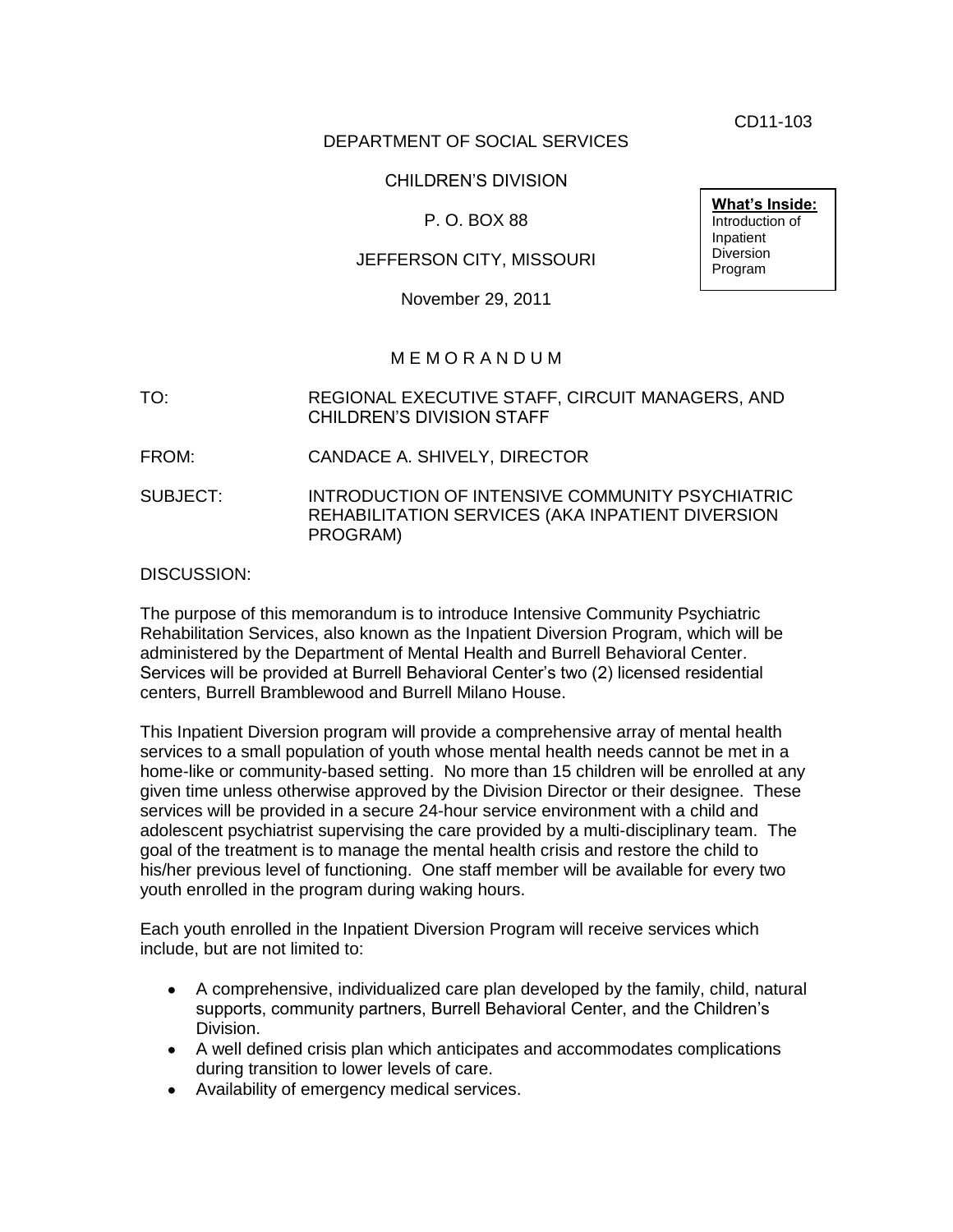CD11-103

DEPARTMENT OF SOCIAL SERVICES

CHILDREN'S DIVISION

P. O. BOX 88

JEFFERSON CITY, MISSOURI

November 29, 2011

**What's Inside:**
Introduction of Inpatient Diversion Program

M E M O R A N D U M

TO: REGIONAL EXECUTIVE STAFF, CIRCUIT MANAGERS, AND CHILDREN'S DIVISION STAFF

FROM: CANDACE A. SHIVELY, DIRECTOR

SUBJECT: INTRODUCTION OF INTENSIVE COMMUNITY PSYCHIATRIC REHABILITATION SERVICES (AKA INPATIENT DIVERSION PROGRAM)

DISCUSSION:

The purpose of this memorandum is to introduce Intensive Community Psychiatric Rehabilitation Services, also known as the Inpatient Diversion Program, which will be administered by the Department of Mental Health and Burrell Behavioral Center. Services will be provided at Burrell Behavioral Center's two (2) licensed residential centers, Burrell Bramblewood and Burrell Milano House.

This Inpatient Diversion program will provide a comprehensive array of mental health services to a small population of youth whose mental health needs cannot be met in a home-like or community-based setting. No more than 15 children will be enrolled at any given time unless otherwise approved by the Division Director or their designee. These services will be provided in a secure 24-hour service environment with a child and adolescent psychiatrist supervising the care provided by a multi-disciplinary team. The goal of the treatment is to manage the mental health crisis and restore the child to his/her previous level of functioning. One staff member will be available for every two youth enrolled in the program during waking hours.

Each youth enrolled in the Inpatient Diversion Program will receive services which include, but are not limited to:

- A comprehensive, individualized care plan developed by the family, child, natural supports, community partners, Burrell Behavioral Center, and the Children's Division.
- A well defined crisis plan which anticipates and accommodates complications during transition to lower levels of care.
- Availability of emergency medical services.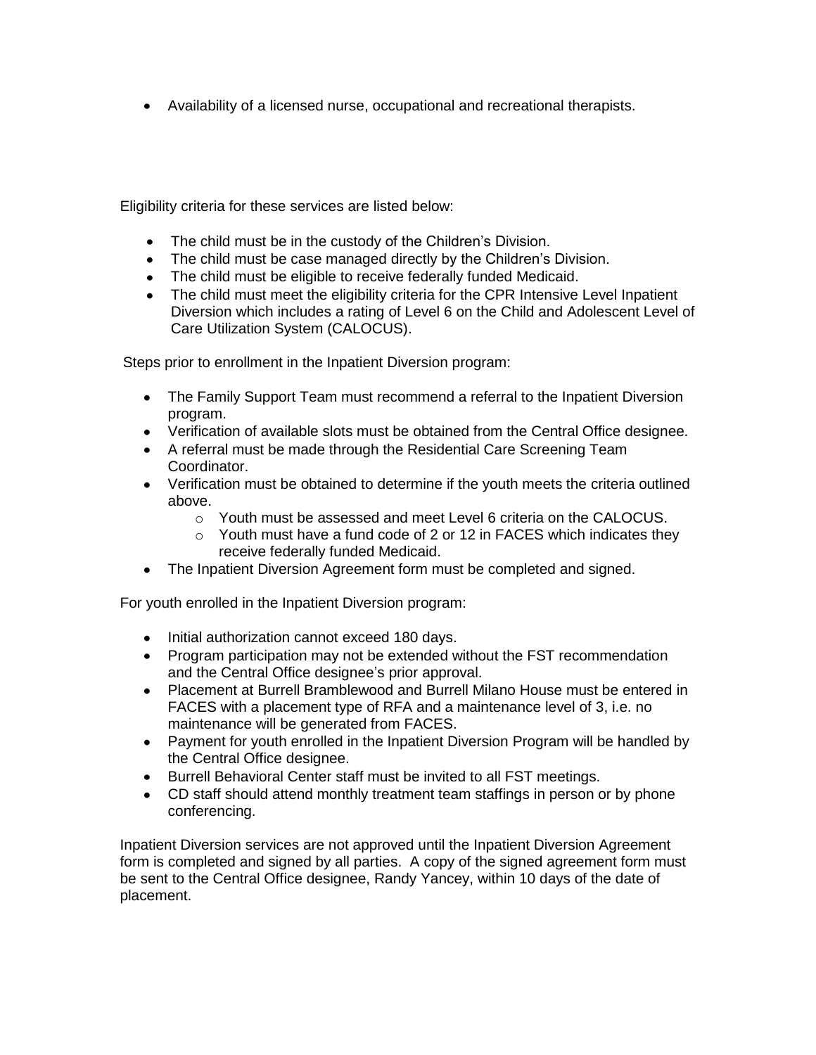- Availability of a licensed nurse, occupational and recreational therapists.

Eligibility criteria for these services are listed below:

- The child must be in the custody of the Children's Division.
- The child must be case managed directly by the Children's Division.
- The child must be eligible to receive federally funded Medicaid.
- The child must meet the eligibility criteria for the CPR Intensive Level Inpatient Diversion which includes a rating of Level 6 on the Child and Adolescent Level of Care Utilization System (CALOCUS).

Steps prior to enrollment in the Inpatient Diversion program:

- The Family Support Team must recommend a referral to the Inpatient Diversion program.
- Verification of available slots must be obtained from the Central Office designee.
- A referral must be made through the Residential Care Screening Team Coordinator.
- Verification must be obtained to determine if the youth meets the criteria outlined above.
  - Youth must be assessed and meet Level 6 criteria on the CALOCUS.
  - Youth must have a fund code of 2 or 12 in FACES which indicates they receive federally funded Medicaid.
- The Inpatient Diversion Agreement form must be completed and signed.

For youth enrolled in the Inpatient Diversion program:

- Initial authorization cannot exceed 180 days.
- Program participation may not be extended without the FST recommendation and the Central Office designee's prior approval.
- Placement at Burrell Bramblewood and Burrell Milano House must be entered in FACES with a placement type of RFA and a maintenance level of 3, i.e. no maintenance will be generated from FACES.
- Payment for youth enrolled in the Inpatient Diversion Program will be handled by the Central Office designee.
- Burrell Behavioral Center staff must be invited to all FST meetings.
- CD staff should attend monthly treatment team staffings in person or by phone conferencing.

Inpatient Diversion services are not approved until the Inpatient Diversion Agreement form is completed and signed by all parties. A copy of the signed agreement form must be sent to the Central Office designee, Randy Yancey, within 10 days of the date of placement.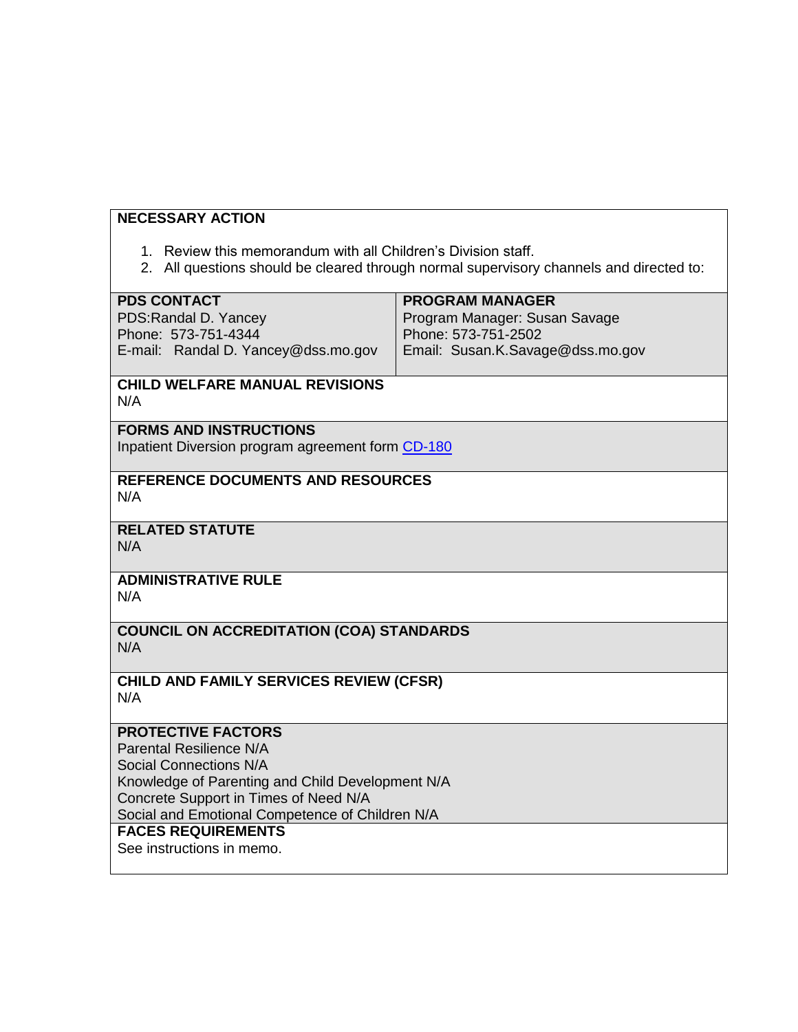**NECESSARY ACTION**

1. Review this memorandum with all Children's Division staff.
2. All questions should be cleared through normal supervisory channels and directed to:

| **PDS CONTACT** | **PROGRAM MANAGER** |
|---|---|
| PDS:Randal D. Yancey<br>Phone: 573-751-4344<br>E-mail: Randal D. Yancey@dss.mo.gov | Program Manager: Susan Savage<br>Phone: 573-751-2502<br>Email: Susan.K.Savage@dss.mo.gov |

**CHILD WELFARE MANUAL REVISIONS**
N/A

**FORMS AND INSTRUCTIONS**
Inpatient Diversion program agreement form CD-180

**REFERENCE DOCUMENTS AND RESOURCES**
N/A

**RELATED STATUTE**
N/A

**ADMINISTRATIVE RULE**
N/A

**COUNCIL ON ACCREDITATION (COA) STANDARDS**
N/A

**CHILD AND FAMILY SERVICES REVIEW (CFSR)**
N/A

**PROTECTIVE FACTORS**
Parental Resilience N/A
Social Connections N/A
Knowledge of Parenting and Child Development N/A
Concrete Support in Times of Need N/A
Social and Emotional Competence of Children N/A

**FACES REQUIREMENTS**
See instructions in memo.